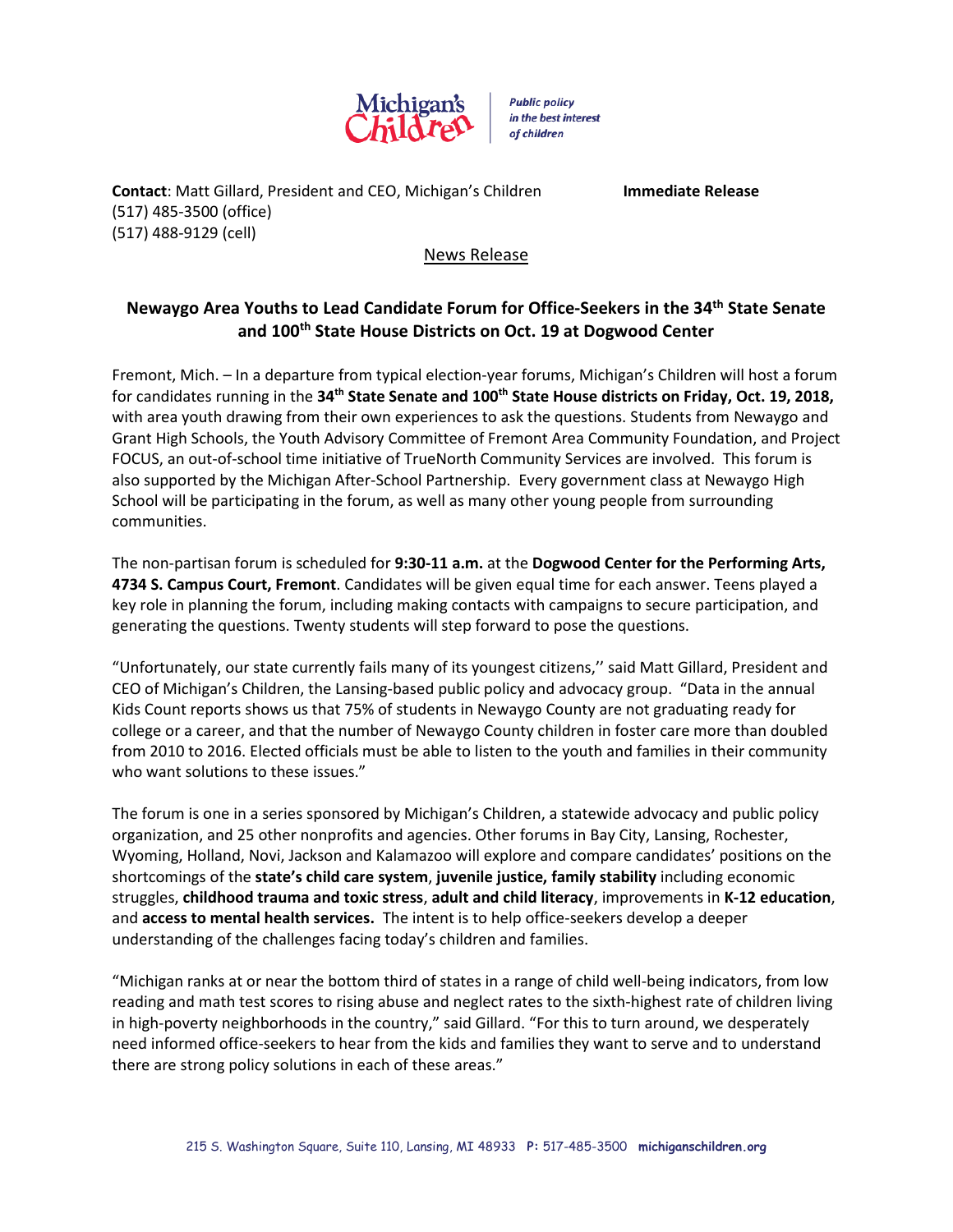Michigan's Children | *Public policy in the best interest of children*

**Contact**: Matt Gillard, President and CEO, Michigan's Children **Immediate Release**
(517) 485-3500 (office)
(517) 488-9129 (cell)

News Release

## Newaygo Area Youths to Lead Candidate Forum for Office-Seekers in the 34th State Senate and 100th State House Districts on Oct. 19 at Dogwood Center

Fremont, Mich. – In a departure from typical election-year forums, Michigan's Children will host a forum for candidates running in the **34th State Senate and 100th State House districts on Friday, Oct. 19, 2018,** with area youth drawing from their own experiences to ask the questions. Students from Newaygo and Grant High Schools, the Youth Advisory Committee of Fremont Area Community Foundation, and Project FOCUS, an out-of-school time initiative of TrueNorth Community Services are involved. This forum is also supported by the Michigan After-School Partnership. Every government class at Newaygo High School will be participating in the forum, as well as many other young people from surrounding communities.

The non-partisan forum is scheduled for **9:30-11 a.m.** at the **Dogwood Center for the Performing Arts, 4734 S. Campus Court, Fremont**. Candidates will be given equal time for each answer. Teens played a key role in planning the forum, including making contacts with campaigns to secure participation, and generating the questions. Twenty students will step forward to pose the questions.

"Unfortunately, our state currently fails many of its youngest citizens,'' said Matt Gillard, President and CEO of Michigan's Children, the Lansing-based public policy and advocacy group. "Data in the annual Kids Count reports shows us that 75% of students in Newaygo County are not graduating ready for college or a career, and that the number of Newaygo County children in foster care more than doubled from 2010 to 2016. Elected officials must be able to listen to the youth and families in their community who want solutions to these issues."

The forum is one in a series sponsored by Michigan's Children, a statewide advocacy and public policy organization, and 25 other nonprofits and agencies. Other forums in Bay City, Lansing, Rochester, Wyoming, Holland, Novi, Jackson and Kalamazoo will explore and compare candidates' positions on the shortcomings of the **state's child care system**, **juvenile justice, family stability** including economic struggles, **childhood trauma and toxic stress**, **adult and child literacy**, improvements in **K-12 education**, and **access to mental health services.** The intent is to help office-seekers develop a deeper understanding of the challenges facing today's children and families.

"Michigan ranks at or near the bottom third of states in a range of child well-being indicators, from low reading and math test scores to rising abuse and neglect rates to the sixth-highest rate of children living in high-poverty neighborhoods in the country," said Gillard. "For this to turn around, we desperately need informed office-seekers to hear from the kids and families they want to serve and to understand there are strong policy solutions in each of these areas."

215 S. Washington Square, Suite 110, Lansing, MI 48933 **P:** 517-485-3500 **michiganschildren.org**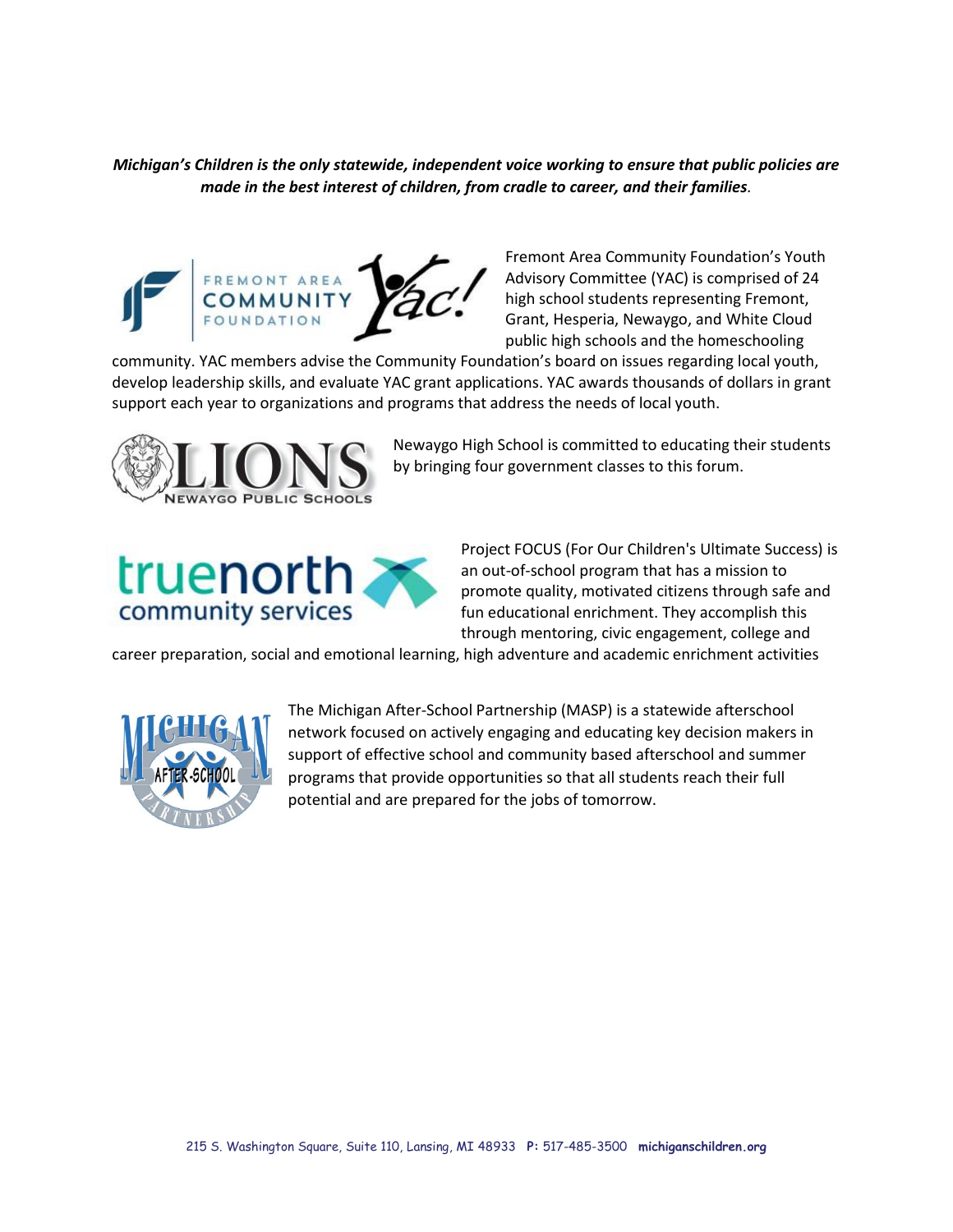***Michigan's Children is the only statewide, independent voice working to ensure that public policies are made in the best interest of children, from cradle to career, and their families.***

Fremont Area Community Foundation's Youth Advisory Committee (YAC) is comprised of 24 high school students representing Fremont, Grant, Hesperia, Newaygo, and White Cloud public high schools and the homeschooling community. YAC members advise the Community Foundation's board on issues regarding local youth, develop leadership skills, and evaluate YAC grant applications. YAC awards thousands of dollars in grant support each year to organizations and programs that address the needs of local youth.

Newaygo High School is committed to educating their students by bringing four government classes to this forum.

Project FOCUS (For Our Children's Ultimate Success) is an out-of-school program that has a mission to promote quality, motivated citizens through safe and fun educational enrichment. They accomplish this through mentoring, civic engagement, college and career preparation, social and emotional learning, high adventure and academic enrichment activities

The Michigan After-School Partnership (MASP) is a statewide afterschool network focused on actively engaging and educating key decision makers in support of effective school and community based afterschool and summer programs that provide opportunities so that all students reach their full potential and are prepared for the jobs of tomorrow.